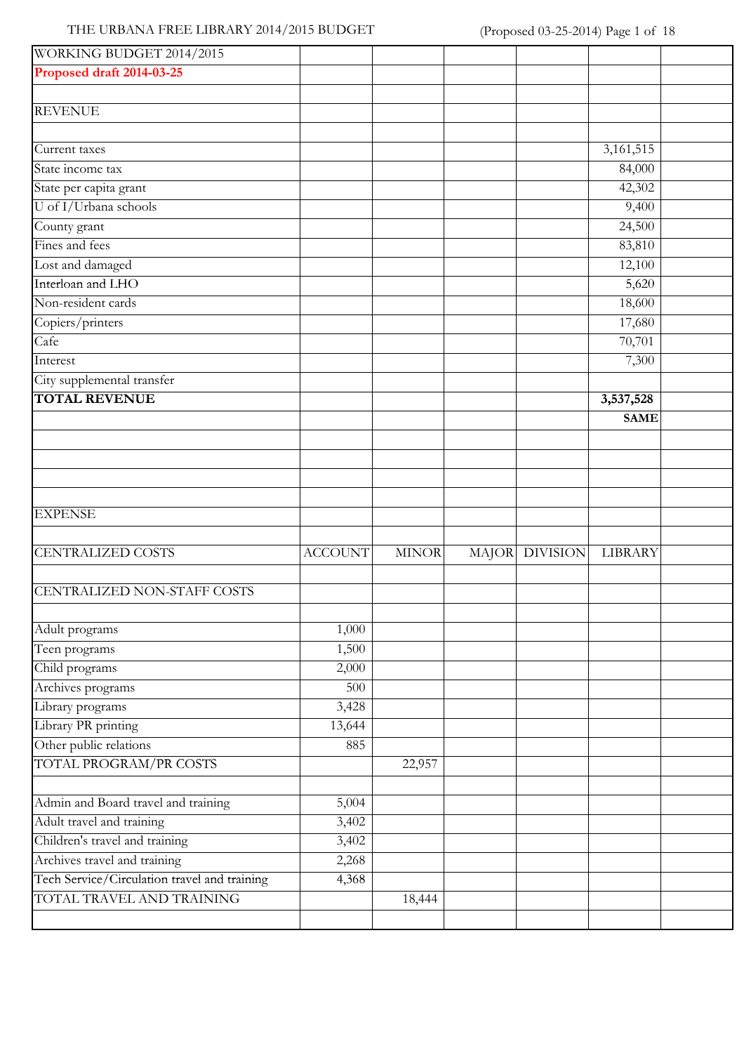| WORKING BUDGET 2014/2015 | | | | | | |
|---|---|---|---|---|---|---|
| **Proposed draft 2014-03-25** | | | | | | |
| | | | | | | |
| REVENUE | | | | | | |
| | | | | | | |
| Current taxes | | | | | 3,161,515 | |
| State income tax | | | | | 84,000 | |
| State per capita grant | | | | | 42,302 | |
| U of I/Urbana schools | | | | | 9,400 | |
| County grant | | | | | 24,500 | |
| Fines and fees | | | | | 83,810 | |
| Lost and damaged | | | | | 12,100 | |
| Interloan and LHO | | | | | 5,620 | |
| Non-resident cards | | | | | 18,600 | |
| Copiers/printers | | | | | 17,680 | |
| Cafe | | | | | 70,701 | |
| Interest | | | | | 7,300 | |
| City supplemental transfer | | | | | | |
| **TOTAL REVENUE** | | | | | **3,537,528** | |
| | | | | | **SAME** | |
| | | | | | | |
| | | | | | | |
| | | | | | | |
| | | | | | | |
| EXPENSE | | | | | | |
| | | | | | | |
| CENTRALIZED COSTS | ACCOUNT | MINOR | MAJOR | DIVISION | LIBRARY | |
| | | | | | | |
| CENTRALIZED NON-STAFF COSTS | | | | | | |
| | | | | | | |
| Adult programs | 1,000 | | | | | |
| Teen programs | 1,500 | | | | | |
| Child programs | 2,000 | | | | | |
| Archives programs | 500 | | | | | |
| Library programs | 3,428 | | | | | |
| Library PR printing | 13,644 | | | | | |
| Other public relations | 885 | | | | | |
| TOTAL PROGRAM/PR COSTS | | 22,957 | | | | |
| | | | | | | |
| Admin and Board travel and training | 5,004 | | | | | |
| Adult travel and training | 3,402 | | | | | |
| Children's travel and training | 3,402 | | | | | |
| Archives travel and training | 2,268 | | | | | |
| Tech Service/Circulation travel and training | 4,368 | | | | | |
| TOTAL TRAVEL AND TRAINING | | 18,444 | | | | |
| | | | | | | |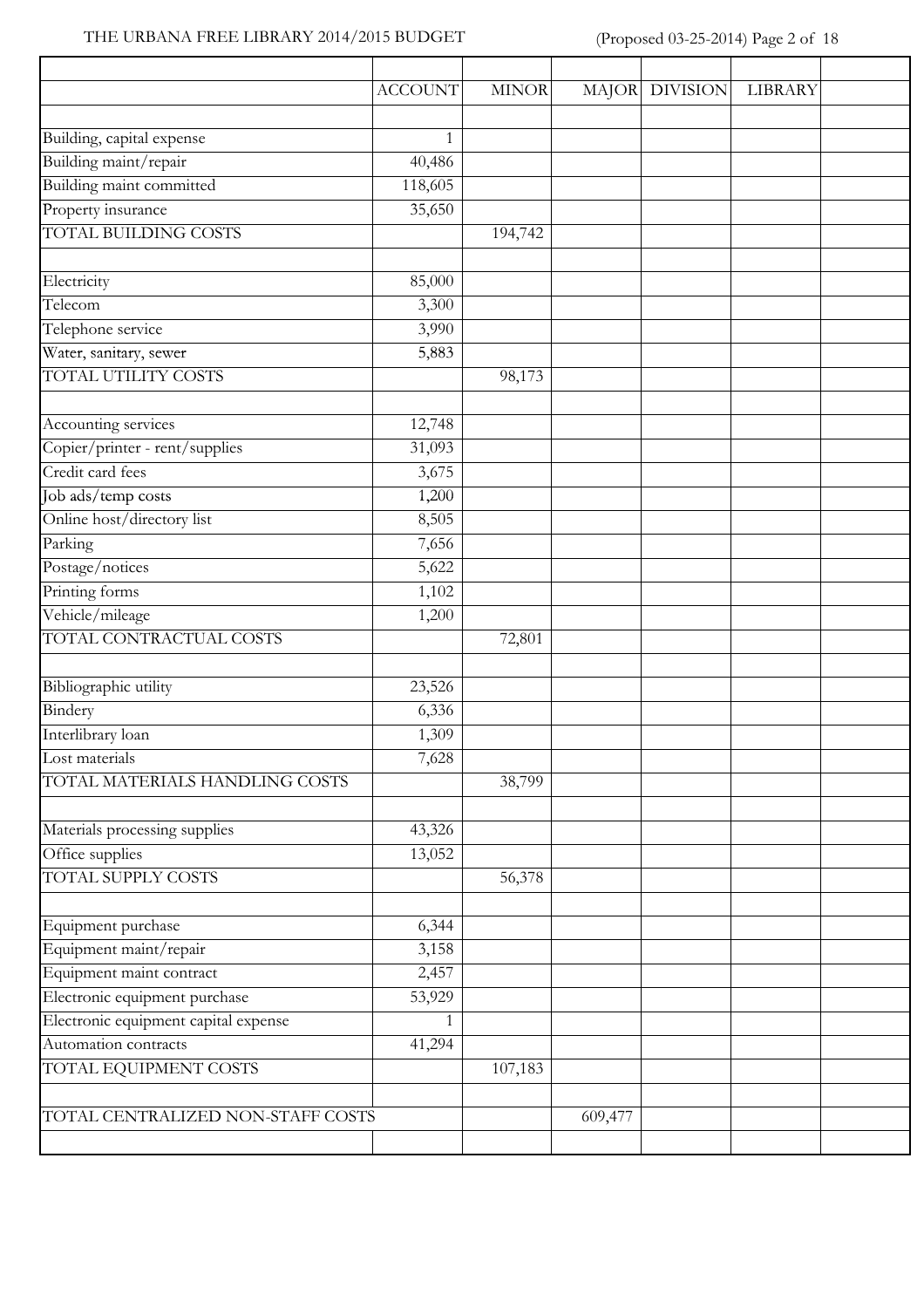| | ACCOUNT | MINOR | MAJOR | DIVISION | LIBRARY | |
|---|---|---|---|---|---|---|
| | | | | | | |
| Building, capital expense | 1 | | | | | |
| Building maint/repair | 40,486 | | | | | |
| Building maint committed | 118,605 | | | | | |
| Property insurance | 35,650 | | | | | |
| TOTAL BUILDING COSTS | | 194,742 | | | | |
| | | | | | | |
| Electricity | 85,000 | | | | | |
| Telecom | 3,300 | | | | | |
| Telephone service | 3,990 | | | | | |
| Water, sanitary, sewer | 5,883 | | | | | |
| TOTAL UTILITY COSTS | | 98,173 | | | | |
| | | | | | | |
| Accounting services | 12,748 | | | | | |
| Copier/printer - rent/supplies | 31,093 | | | | | |
| Credit card fees | 3,675 | | | | | |
| Job ads/temp costs | 1,200 | | | | | |
| Online host/directory list | 8,505 | | | | | |
| Parking | 7,656 | | | | | |
| Postage/notices | 5,622 | | | | | |
| Printing forms | 1,102 | | | | | |
| Vehicle/mileage | 1,200 | | | | | |
| TOTAL CONTRACTUAL COSTS | | 72,801 | | | | |
| | | | | | | |
| Bibliographic utility | 23,526 | | | | | |
| Bindery | 6,336 | | | | | |
| Interlibrary loan | 1,309 | | | | | |
| Lost materials | 7,628 | | | | | |
| TOTAL MATERIALS HANDLING COSTS | | 38,799 | | | | |
| | | | | | | |
| Materials processing supplies | 43,326 | | | | | |
| Office supplies | 13,052 | | | | | |
| TOTAL SUPPLY COSTS | | 56,378 | | | | |
| | | | | | | |
| Equipment purchase | 6,344 | | | | | |
| Equipment maint/repair | 3,158 | | | | | |
| Equipment maint contract | 2,457 | | | | | |
| Electronic equipment purchase | 53,929 | | | | | |
| Electronic equipment capital expense | 1 | | | | | |
| Automation contracts | 41,294 | | | | | |
| TOTAL EQUIPMENT COSTS | | 107,183 | | | | |
| | | | | | | |
| TOTAL CENTRALIZED NON-STAFF COSTS | | | 609,477 | | | |
| | | | | | | |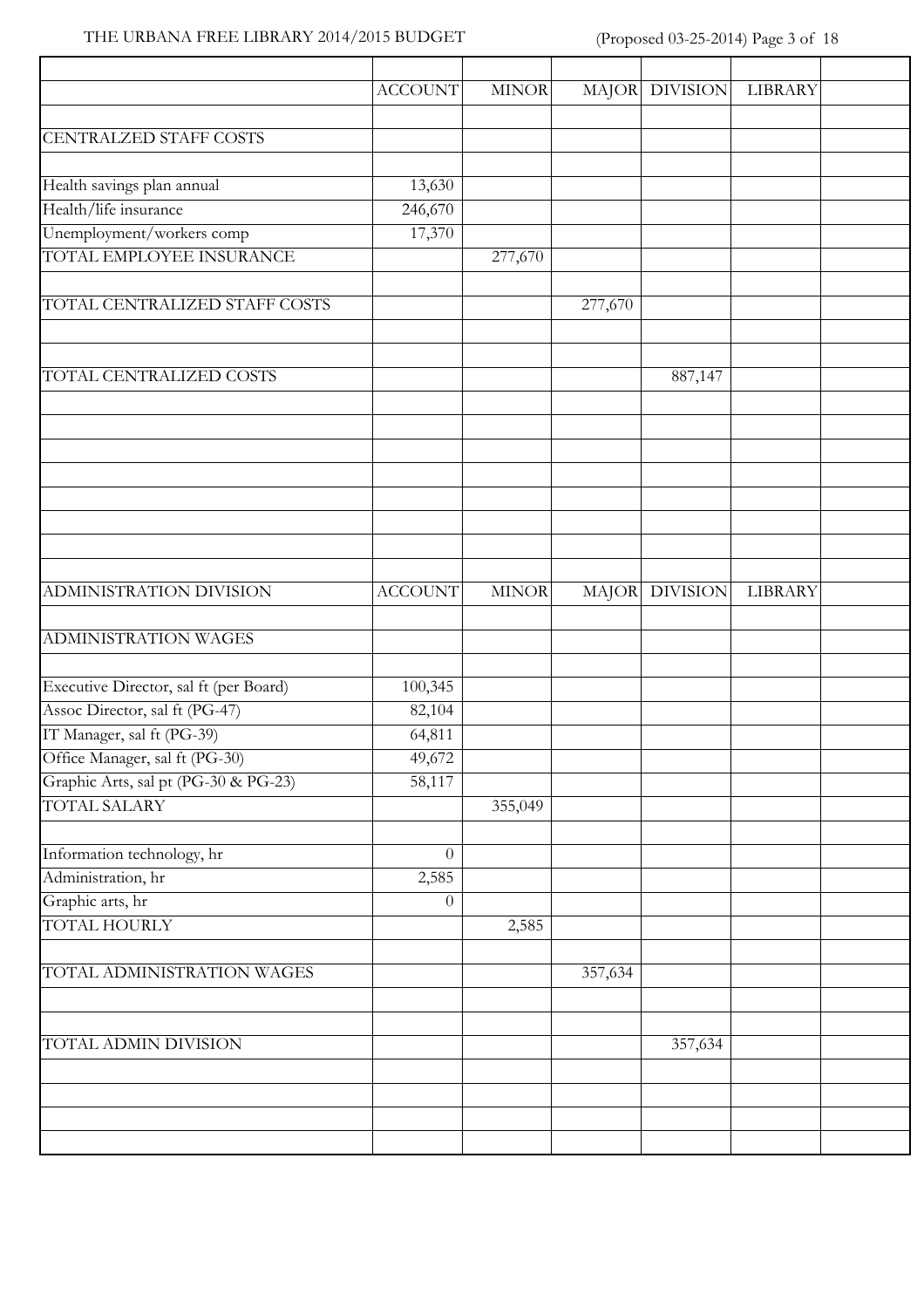| | ACCOUNT | MINOR | MAJOR | DIVISION | LIBRARY | |
|---|---|---|---|---|---|---|
| CENTRALZED STAFF COSTS | | | | | | |
| Health savings plan annual | 13,630 | | | | | |
| Health/life insurance | 246,670 | | | | | |
| Unemployment/workers comp | 17,370 | | | | | |
| TOTAL EMPLOYEE INSURANCE | | 277,670 | | | | |
| TOTAL CENTRALIZED STAFF COSTS | | | 277,670 | | | |
| TOTAL CENTRALIZED COSTS | | | | 887,147 | | |

| ADMINISTRATION DIVISION | ACCOUNT | MINOR | MAJOR | DIVISION | LIBRARY | |
|---|---|---|---|---|---|---|
| ADMINISTRATION WAGES | | | | | | |
| Executive Director, sal ft (per Board) | 100,345 | | | | | |
| Assoc Director, sal ft (PG-47) | 82,104 | | | | | |
| IT Manager, sal ft (PG-39) | 64,811 | | | | | |
| Office Manager, sal ft (PG-30) | 49,672 | | | | | |
| Graphic Arts, sal pt (PG-30 & PG-23) | 58,117 | | | | | |
| TOTAL SALARY | | 355,049 | | | | |
| Information technology, hr | 0 | | | | | |
| Administration, hr | 2,585 | | | | | |
| Graphic arts, hr | 0 | | | | | |
| TOTAL HOURLY | | 2,585 | | | | |
| TOTAL ADMINISTRATION WAGES | | | 357,634 | | | |
| TOTAL ADMIN DIVISION | | | | 357,634 | | |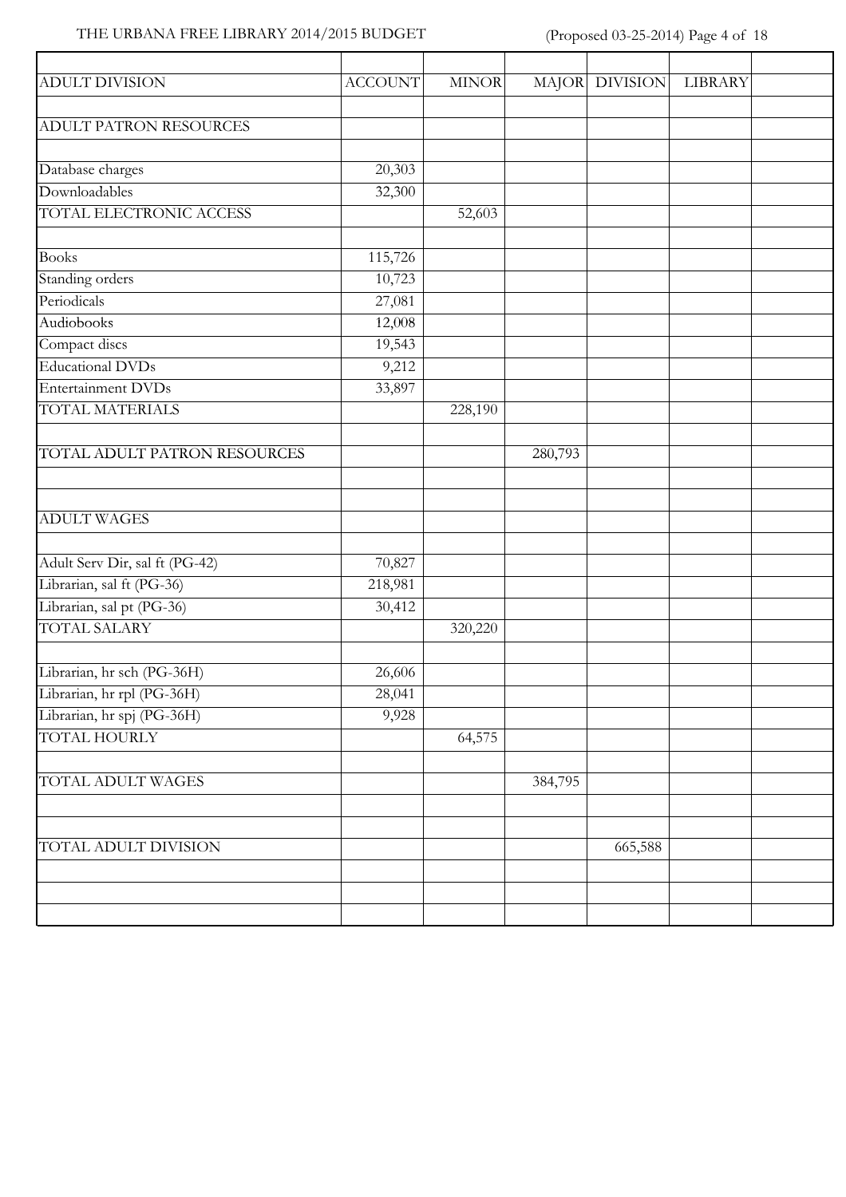| ADULT DIVISION | ACCOUNT | MINOR | MAJOR | DIVISION | LIBRARY | |
|---|---|---|---|---|---|---|
| | | | | | | |
| ADULT PATRON RESOURCES | | | | | | |
| | | | | | | |
| Database charges | 20,303 | | | | | |
| Downloadables | 32,300 | | | | | |
| TOTAL ELECTRONIC ACCESS | | 52,603 | | | | |
| | | | | | | |
| Books | 115,726 | | | | | |
| Standing orders | 10,723 | | | | | |
| Periodicals | 27,081 | | | | | |
| Audiobooks | 12,008 | | | | | |
| Compact discs | 19,543 | | | | | |
| Educational DVDs | 9,212 | | | | | |
| Entertainment DVDs | 33,897 | | | | | |
| TOTAL MATERIALS | | 228,190 | | | | |
| | | | | | | |
| TOTAL ADULT PATRON RESOURCES | | | 280,793 | | | |
| | | | | | | |
| | | | | | | |
| ADULT WAGES | | | | | | |
| | | | | | | |
| Adult Serv Dir, sal ft (PG-42) | 70,827 | | | | | |
| Librarian, sal ft (PG-36) | 218,981 | | | | | |
| Librarian, sal pt (PG-36) | 30,412 | | | | | |
| TOTAL SALARY | | 320,220 | | | | |
| | | | | | | |
| Librarian, hr sch (PG-36H) | 26,606 | | | | | |
| Librarian, hr rpl (PG-36H) | 28,041 | | | | | |
| Librarian, hr spj (PG-36H) | 9,928 | | | | | |
| TOTAL HOURLY | | 64,575 | | | | |
| | | | | | | |
| TOTAL ADULT WAGES | | | 384,795 | | | |
| | | | | | | |
| | | | | | | |
| TOTAL ADULT DIVISION | | | | 665,588 | | |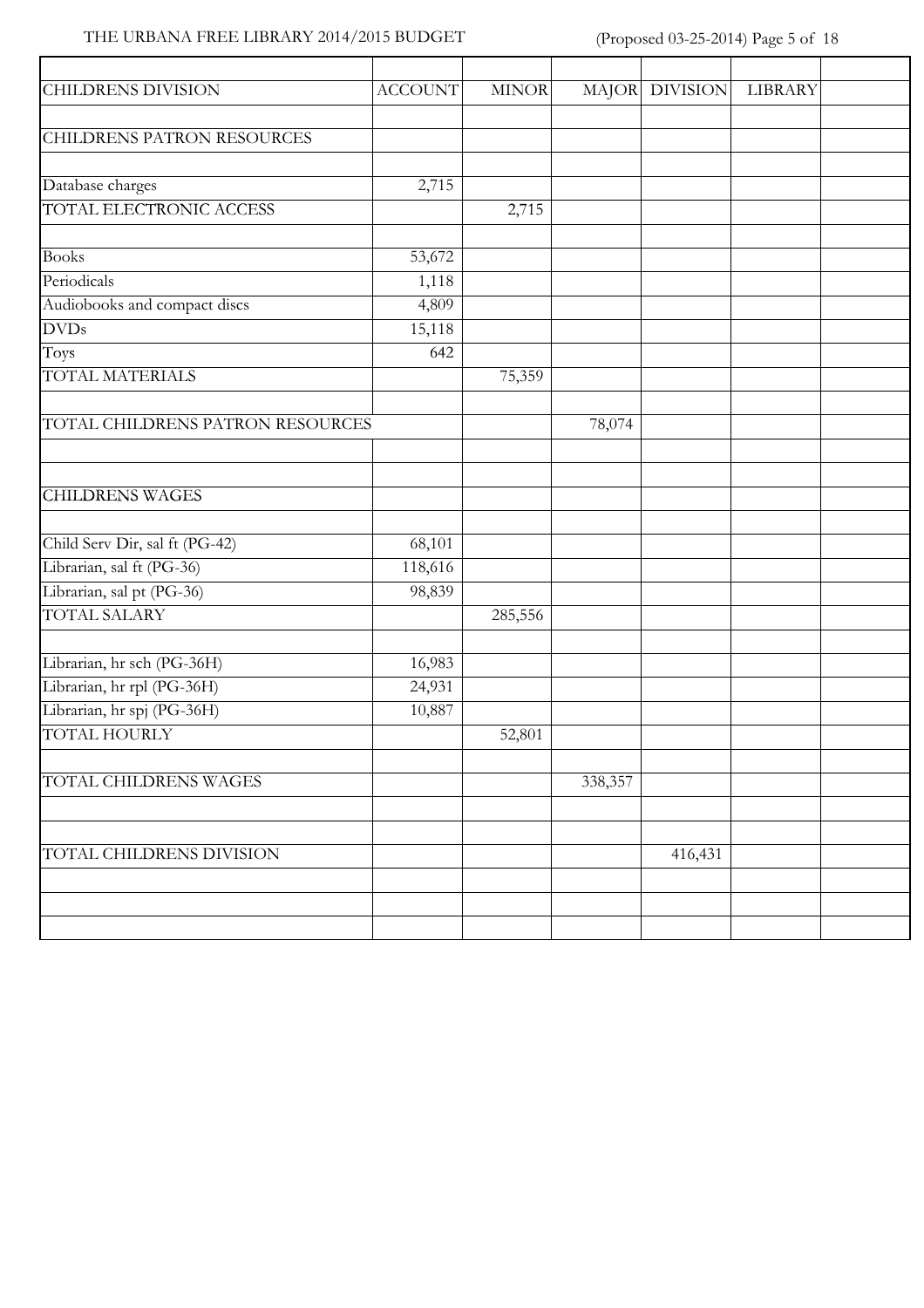| CHILDRENS DIVISION | ACCOUNT | MINOR | MAJOR | DIVISION | LIBRARY | |
|---|---|---|---|---|---|---|
| | | | | | | |
| CHILDRENS PATRON RESOURCES | | | | | | |
| | | | | | | |
| Database charges | 2,715 | | | | | |
| TOTAL ELECTRONIC ACCESS | | 2,715 | | | | |
| | | | | | | |
| Books | 53,672 | | | | | |
| Periodicals | 1,118 | | | | | |
| Audiobooks and compact discs | 4,809 | | | | | |
| DVDs | 15,118 | | | | | |
| Toys | 642 | | | | | |
| TOTAL MATERIALS | | 75,359 | | | | |
| | | | | | | |
| TOTAL CHILDRENS PATRON RESOURCES | | | 78,074 | | | |
| | | | | | | |
| | | | | | | |
| CHILDRENS WAGES | | | | | | |
| | | | | | | |
| Child Serv Dir, sal ft (PG-42) | 68,101 | | | | | |
| Librarian, sal ft (PG-36) | 118,616 | | | | | |
| Librarian, sal pt (PG-36) | 98,839 | | | | | |
| TOTAL SALARY | | 285,556 | | | | |
| | | | | | | |
| Librarian, hr sch (PG-36H) | 16,983 | | | | | |
| Librarian, hr rpl (PG-36H) | 24,931 | | | | | |
| Librarian, hr spj (PG-36H) | 10,887 | | | | | |
| TOTAL HOURLY | | 52,801 | | | | |
| | | | | | | |
| TOTAL CHILDRENS WAGES | | | 338,357 | | | |
| | | | | | | |
| | | | | | | |
| TOTAL CHILDRENS DIVISION | | | | 416,431 | | |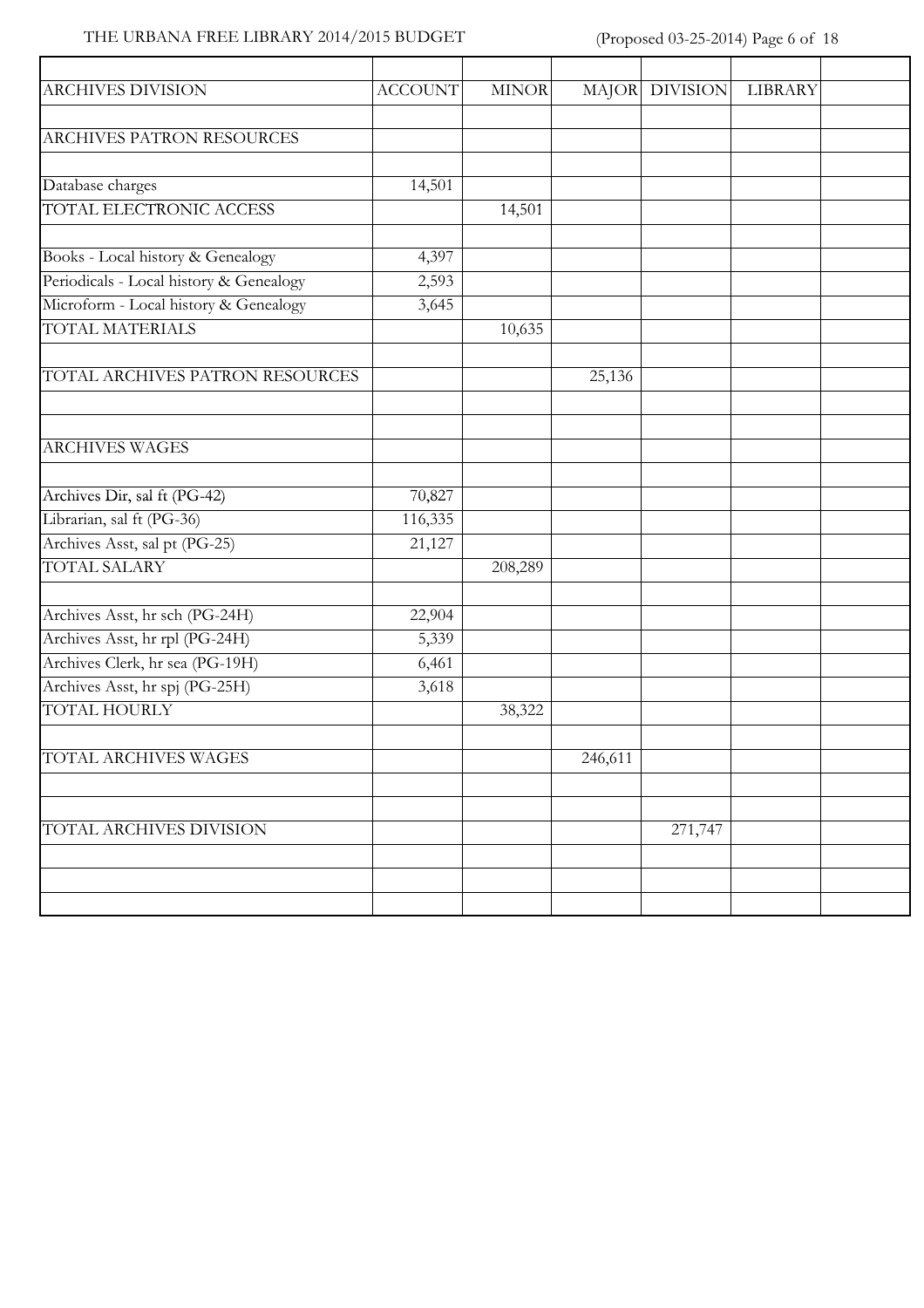| ARCHIVES DIVISION | ACCOUNT | MINOR | MAJOR | DIVISION | LIBRARY | |
|---|---|---|---|---|---|---|
| | | | | | | |
| ARCHIVES PATRON RESOURCES | | | | | | |
| | | | | | | |
| Database charges | 14,501 | | | | | |
| TOTAL ELECTRONIC ACCESS | | 14,501 | | | | |
| | | | | | | |
| Books - Local history & Genealogy | 4,397 | | | | | |
| Periodicals - Local history & Genealogy | 2,593 | | | | | |
| Microform - Local history & Genealogy | 3,645 | | | | | |
| TOTAL MATERIALS | | 10,635 | | | | |
| | | | | | | |
| TOTAL ARCHIVES PATRON RESOURCES | | | 25,136 | | | |
| | | | | | | |
| | | | | | | |
| ARCHIVES WAGES | | | | | | |
| | | | | | | |
| Archives Dir, sal ft (PG-42) | 70,827 | | | | | |
| Librarian, sal ft (PG-36) | 116,335 | | | | | |
| Archives Asst, sal pt (PG-25) | 21,127 | | | | | |
| TOTAL SALARY | | 208,289 | | | | |
| | | | | | | |
| Archives Asst, hr sch (PG-24H) | 22,904 | | | | | |
| Archives Asst, hr rpl (PG-24H) | 5,339 | | | | | |
| Archives Clerk, hr sea (PG-19H) | 6,461 | | | | | |
| Archives Asst, hr spj (PG-25H) | 3,618 | | | | | |
| TOTAL HOURLY | | 38,322 | | | | |
| | | | | | | |
| TOTAL ARCHIVES WAGES | | | 246,611 | | | |
| | | | | | | |
| | | | | | | |
| TOTAL ARCHIVES DIVISION | | | | 271,747 | | |
| | | | | | | |
| | | | | | | |
| | | | | | | |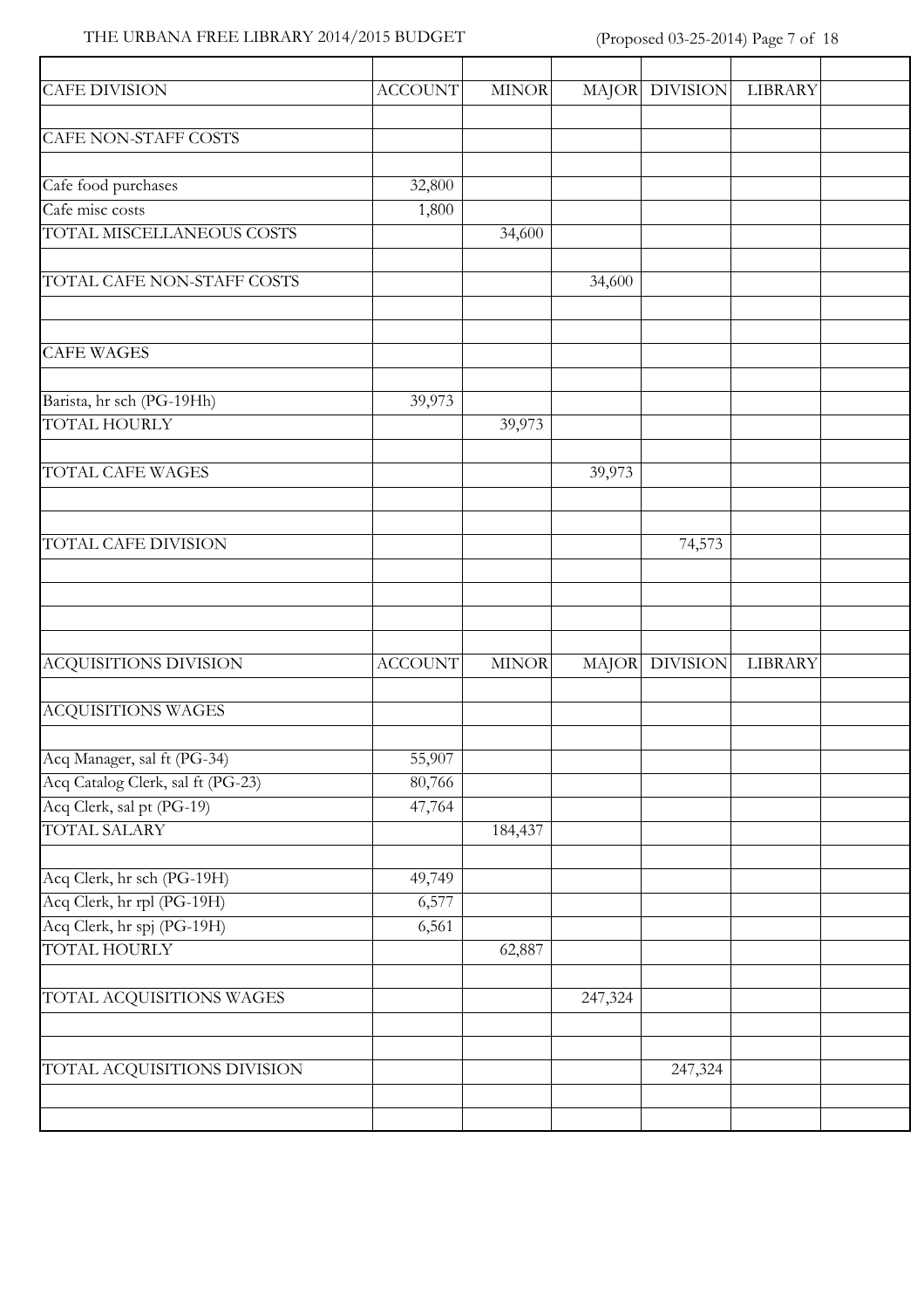| CAFE DIVISION | ACCOUNT | MINOR | MAJOR | DIVISION | LIBRARY | |
|---|---|---|---|---|---|---|
| | | | | | | |
| CAFE NON-STAFF COSTS | | | | | | |
| | | | | | | |
| Cafe food purchases | 32,800 | | | | | |
| Cafe misc costs | 1,800 | | | | | |
| TOTAL MISCELLANEOUS COSTS | | 34,600 | | | | |
| | | | | | | |
| TOTAL CAFE NON-STAFF COSTS | | | 34,600 | | | |
| | | | | | | |
| | | | | | | |
| CAFE WAGES | | | | | | |
| | | | | | | |
| Barista, hr sch (PG-19Hh) | 39,973 | | | | | |
| TOTAL HOURLY | | 39,973 | | | | |
| | | | | | | |
| TOTAL CAFE WAGES | | | 39,973 | | | |
| | | | | | | |
| | | | | | | |
| TOTAL CAFE DIVISION | | | | 74,573 | | |
| | | | | | | |
| | | | | | | |
| | | | | | | |
| | | | | | | |
| ACQUISITIONS DIVISION | ACCOUNT | MINOR | MAJOR | DIVISION | LIBRARY | |
| | | | | | | |
| ACQUISITIONS WAGES | | | | | | |
| | | | | | | |
| Acq Manager, sal ft (PG-34) | 55,907 | | | | | |
| Acq Catalog Clerk, sal ft (PG-23) | 80,766 | | | | | |
| Acq Clerk, sal pt (PG-19) | 47,764 | | | | | |
| TOTAL SALARY | | 184,437 | | | | |
| | | | | | | |
| Acq Clerk, hr sch (PG-19H) | 49,749 | | | | | |
| Acq Clerk, hr rpl (PG-19H) | 6,577 | | | | | |
| Acq Clerk, hr spj (PG-19H) | 6,561 | | | | | |
| TOTAL HOURLY | | 62,887 | | | | |
| | | | | | | |
| TOTAL ACQUISITIONS WAGES | | | 247,324 | | | |
| | | | | | | |
| | | | | | | |
| TOTAL ACQUISITIONS DIVISION | | | | 247,324 | | |
| | | | | | | |
| | | | | | | |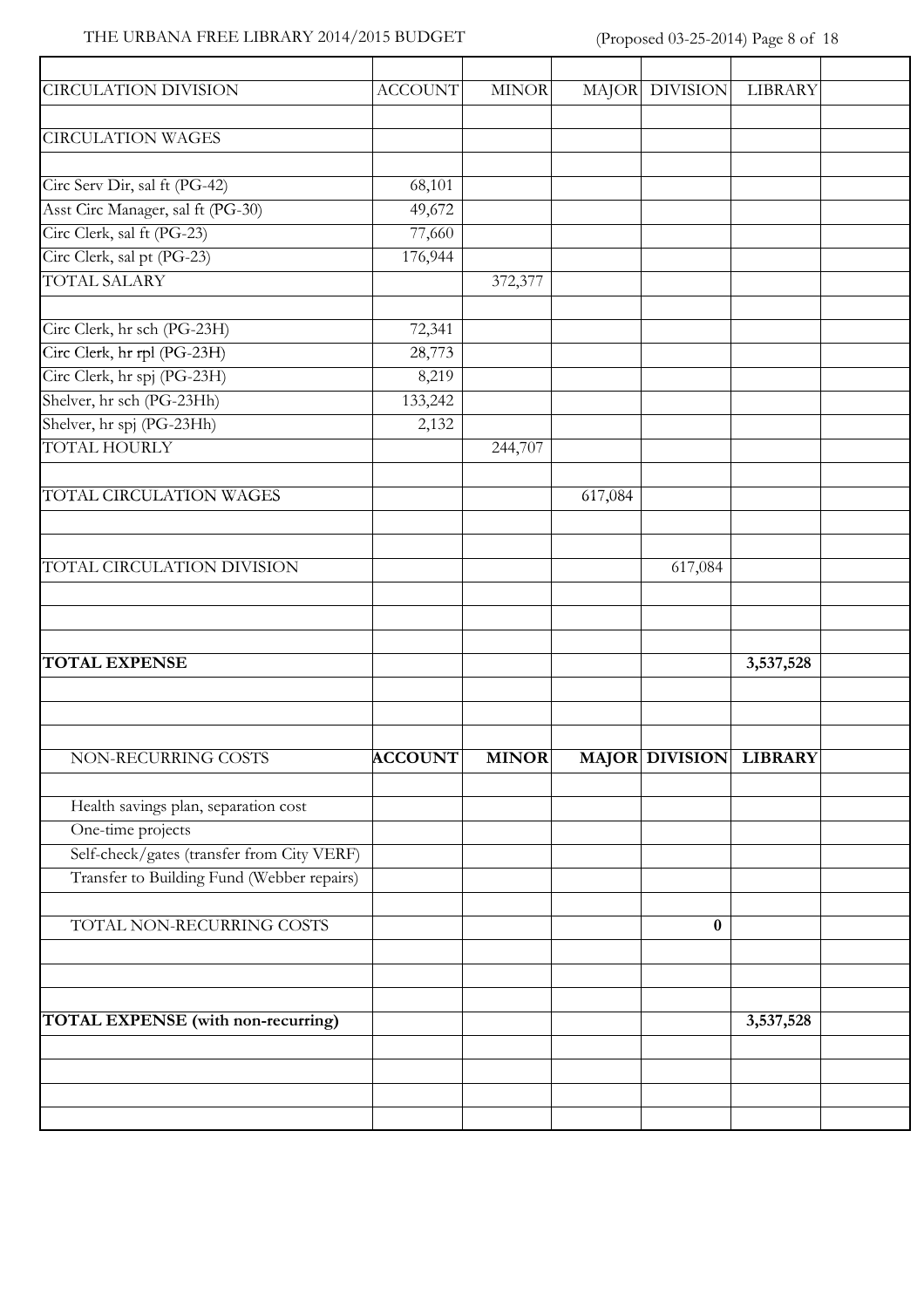| CIRCULATION DIVISION | ACCOUNT | MINOR | MAJOR | DIVISION | LIBRARY | |
|---|---|---|---|---|---|---|
| | | | | | | |
| CIRCULATION WAGES | | | | | | |
| | | | | | | |
| Circ Serv Dir, sal ft (PG-42) | 68,101 | | | | | |
| Asst Circ Manager, sal ft (PG-30) | 49,672 | | | | | |
| Circ Clerk, sal ft (PG-23) | 77,660 | | | | | |
| Circ Clerk, sal pt (PG-23) | 176,944 | | | | | |
| TOTAL SALARY | | 372,377 | | | | |
| | | | | | | |
| Circ Clerk, hr sch (PG-23H) | 72,341 | | | | | |
| Circ Clerk, hr rpl (PG-23H) | 28,773 | | | | | |
| Circ Clerk, hr spj (PG-23H) | 8,219 | | | | | |
| Shelver, hr sch (PG-23Hh) | 133,242 | | | | | |
| Shelver, hr spj (PG-23Hh) | 2,132 | | | | | |
| TOTAL HOURLY | | 244,707 | | | | |
| | | | | | | |
| TOTAL CIRCULATION WAGES | | | 617,084 | | | |
| | | | | | | |
| | | | | | | |
| TOTAL CIRCULATION DIVISION | | | | 617,084 | | |
| | | | | | | |
| | | | | | | |
| | | | | | | |
| **TOTAL EXPENSE** | | | | | **3,537,528** | |
| | | | | | | |
| | | | | | | |
| | | | | | | |
| NON-RECURRING COSTS | **ACCOUNT** | **MINOR** | **MAJOR** | **DIVISION** | **LIBRARY** | |
| | | | | | | |
| Health savings plan, separation cost | | | | | | |
| One-time projects | | | | | | |
| Self-check/gates (transfer from City VERF) | | | | | | |
| Transfer to Building Fund (Webber repairs) | | | | | | |
| | | | | | | |
| TOTAL NON-RECURRING COSTS | | | | **0** | | |
| | | | | | | |
| | | | | | | |
| | | | | | | |
| **TOTAL EXPENSE (with non-recurring)** | | | | | **3,537,528** | |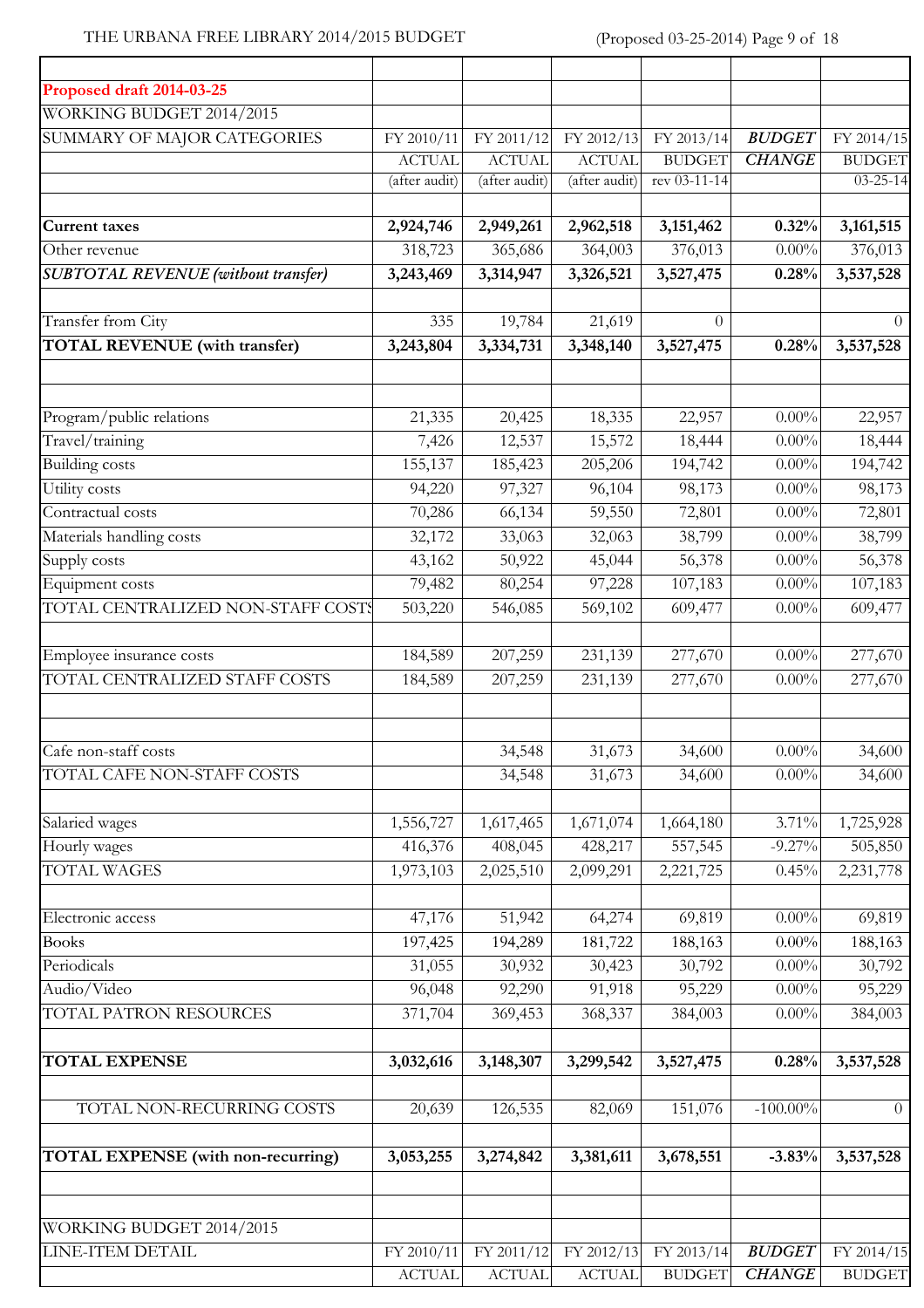**Proposed draft 2014-03-25**

| | | | | | | |
|---|---|---|---|---|---|---|
| WORKING BUDGET 2014/2015 | | | | | | |
| SUMMARY OF MAJOR CATEGORIES | FY 2010/11 | FY 2011/12 | FY 2012/13 | FY 2013/14 | ***BUDGET*** | FY 2014/15 |
| | ACTUAL | ACTUAL | ACTUAL | BUDGET | ***CHANGE*** | BUDGET |
| | (after audit) | (after audit) | (after audit) | rev 03-11-14 | | 03-25-14 |
| **Current taxes** | **2,924,746** | **2,949,261** | **2,962,518** | **3,151,462** | **0.32%** | **3,161,515** |
| Other revenue | 318,723 | 365,686 | 364,003 | 376,013 | 0.00% | 376,013 |
| ***SUBTOTAL REVENUE (without transfer)*** | **3,243,469** | **3,314,947** | **3,326,521** | **3,527,475** | **0.28%** | **3,537,528** |
| | | | | | | |
| Transfer from City | 335 | 19,784 | 21,619 | 0 | | 0 |
| **TOTAL REVENUE (with transfer)** | **3,243,804** | **3,334,731** | **3,348,140** | **3,527,475** | **0.28%** | **3,537,528** |
| | | | | | | |
| Program/public relations | 21,335 | 20,425 | 18,335 | 22,957 | 0.00% | 22,957 |
| Travel/training | 7,426 | 12,537 | 15,572 | 18,444 | 0.00% | 18,444 |
| Building costs | 155,137 | 185,423 | 205,206 | 194,742 | 0.00% | 194,742 |
| Utility costs | 94,220 | 97,327 | 96,104 | 98,173 | 0.00% | 98,173 |
| Contractual costs | 70,286 | 66,134 | 59,550 | 72,801 | 0.00% | 72,801 |
| Materials handling costs | 32,172 | 33,063 | 32,063 | 38,799 | 0.00% | 38,799 |
| Supply costs | 43,162 | 50,922 | 45,044 | 56,378 | 0.00% | 56,378 |
| Equipment costs | 79,482 | 80,254 | 97,228 | 107,183 | 0.00% | 107,183 |
| TOTAL CENTRALIZED NON-STAFF COSTS | 503,220 | 546,085 | 569,102 | 609,477 | 0.00% | 609,477 |
| | | | | | | |
| Employee insurance costs | 184,589 | 207,259 | 231,139 | 277,670 | 0.00% | 277,670 |
| TOTAL CENTRALIZED STAFF COSTS | 184,589 | 207,259 | 231,139 | 277,670 | 0.00% | 277,670 |
| | | | | | | |
| Cafe non-staff costs | | 34,548 | 31,673 | 34,600 | 0.00% | 34,600 |
| TOTAL CAFE NON-STAFF COSTS | | 34,548 | 31,673 | 34,600 | 0.00% | 34,600 |
| | | | | | | |
| Salaried wages | 1,556,727 | 1,617,465 | 1,671,074 | 1,664,180 | 3.71% | 1,725,928 |
| Hourly wages | 416,376 | 408,045 | 428,217 | 557,545 | -9.27% | 505,850 |
| TOTAL WAGES | 1,973,103 | 2,025,510 | 2,099,291 | 2,221,725 | 0.45% | 2,231,778 |
| | | | | | | |
| Electronic access | 47,176 | 51,942 | 64,274 | 69,819 | 0.00% | 69,819 |
| Books | 197,425 | 194,289 | 181,722 | 188,163 | 0.00% | 188,163 |
| Periodicals | 31,055 | 30,932 | 30,423 | 30,792 | 0.00% | 30,792 |
| Audio/Video | 96,048 | 92,290 | 91,918 | 95,229 | 0.00% | 95,229 |
| TOTAL PATRON RESOURCES | 371,704 | 369,453 | 368,337 | 384,003 | 0.00% | 384,003 |
| | | | | | | |
| **TOTAL EXPENSE** | **3,032,616** | **3,148,307** | **3,299,542** | **3,527,475** | **0.28%** | **3,537,528** |
| | | | | | | |
| TOTAL NON-RECURRING COSTS | 20,639 | 126,535 | 82,069 | 151,076 | -100.00% | 0 |
| | | | | | | |
| **TOTAL EXPENSE (with non-recurring)** | **3,053,255** | **3,274,842** | **3,381,611** | **3,678,551** | **-3.83%** | **3,537,528** |

| | | | | | | |
|---|---|---|---|---|---|---|
| WORKING BUDGET 2014/2015 | | | | | | |
| LINE-ITEM DETAIL | FY 2010/11 | FY 2011/12 | FY 2012/13 | FY 2013/14 | ***BUDGET*** | FY 2014/15 |
| | ACTUAL | ACTUAL | ACTUAL | BUDGET | ***CHANGE*** | BUDGET |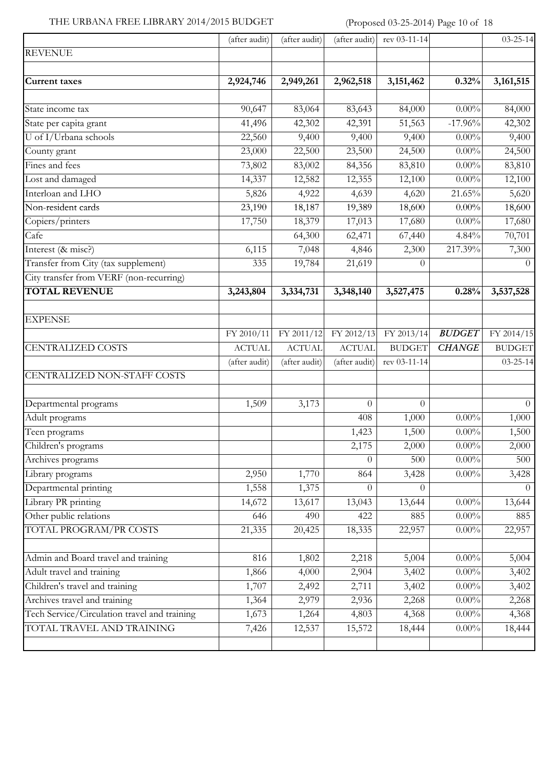THE URBANA FREE LIBRARY 2014/2015 BUDGET (Proposed 03-25-2014)

| | (after audit) | (after audit) | (after audit) | rev 03-11-14 | | 03-25-14 |
|---|---|---|---|---|---|---|
| REVENUE | | | | | | |
| | | | | | | |
| **Current taxes** | **2,924,746** | **2,949,261** | **2,962,518** | **3,151,462** | **0.32%** | **3,161,515** |
| | | | | | | |
| State income tax | 90,647 | 83,064 | 83,643 | 84,000 | 0.00% | 84,000 |
| State per capita grant | 41,496 | 42,302 | 42,391 | 51,563 | -17.96% | 42,302 |
| U of I/Urbana schools | 22,560 | 9,400 | 9,400 | 9,400 | 0.00% | 9,400 |
| County grant | 23,000 | 22,500 | 23,500 | 24,500 | 0.00% | 24,500 |
| Fines and fees | 73,802 | 83,002 | 84,356 | 83,810 | 0.00% | 83,810 |
| Lost and damaged | 14,337 | 12,582 | 12,355 | 12,100 | 0.00% | 12,100 |
| Interloan and LHO | 5,826 | 4,922 | 4,639 | 4,620 | 21.65% | 5,620 |
| Non-resident cards | 23,190 | 18,187 | 19,389 | 18,600 | 0.00% | 18,600 |
| Copiers/printers | 17,750 | 18,379 | 17,013 | 17,680 | 0.00% | 17,680 |
| Cafe | | 64,300 | 62,471 | 67,440 | 4.84% | 70,701 |
| Interest (& misc?) | 6,115 | 7,048 | 4,846 | 2,300 | 217.39% | 7,300 |
| Transfer from City (tax supplement) | 335 | 19,784 | 21,619 | 0 | | 0 |
| City transfer from VERF (non-recurring) | | | | | | |
| **TOTAL REVENUE** | **3,243,804** | **3,334,731** | **3,348,140** | **3,527,475** | **0.28%** | **3,537,528** |
| | | | | | | |
| EXPENSE | | | | | | |
| | FY 2010/11 | FY 2011/12 | FY 2012/13 | FY 2013/14 | ***BUDGET*** | FY 2014/15 |
| CENTRALIZED COSTS | ACTUAL | ACTUAL | ACTUAL | BUDGET | ***CHANGE*** | BUDGET |
| | (after audit) | (after audit) | (after audit) | rev 03-11-14 | | 03-25-14 |
| CENTRALIZED NON-STAFF COSTS | | | | | | |
| | | | | | | |
| Departmental programs | 1,509 | 3,173 | 0 | 0 | | 0 |
| Adult programs | | | 408 | 1,000 | 0.00% | 1,000 |
| Teen programs | | | 1,423 | 1,500 | 0.00% | 1,500 |
| Children's programs | | | 2,175 | 2,000 | 0.00% | 2,000 |
| Archives programs | | | 0 | 500 | 0.00% | 500 |
| Library programs | 2,950 | 1,770 | 864 | 3,428 | 0.00% | 3,428 |
| Departmental printing | 1,558 | 1,375 | 0 | 0 | | 0 |
| Library PR printing | 14,672 | 13,617 | 13,043 | 13,644 | 0.00% | 13,644 |
| Other public relations | 646 | 490 | 422 | 885 | 0.00% | 885 |
| TOTAL PROGRAM/PR COSTS | 21,335 | 20,425 | 18,335 | 22,957 | 0.00% | 22,957 |
| | | | | | | |
| Admin and Board travel and training | 816 | 1,802 | 2,218 | 5,004 | 0.00% | 5,004 |
| Adult travel and training | 1,866 | 4,000 | 2,904 | 3,402 | 0.00% | 3,402 |
| Children's travel and training | 1,707 | 2,492 | 2,711 | 3,402 | 0.00% | 3,402 |
| Archives travel and training | 1,364 | 2,979 | 2,936 | 2,268 | 0.00% | 2,268 |
| Tech Service/Circulation travel and training | 1,673 | 1,264 | 4,803 | 4,368 | 0.00% | 4,368 |
| TOTAL TRAVEL AND TRAINING | 7,426 | 12,537 | 15,572 | 18,444 | 0.00% | 18,444 |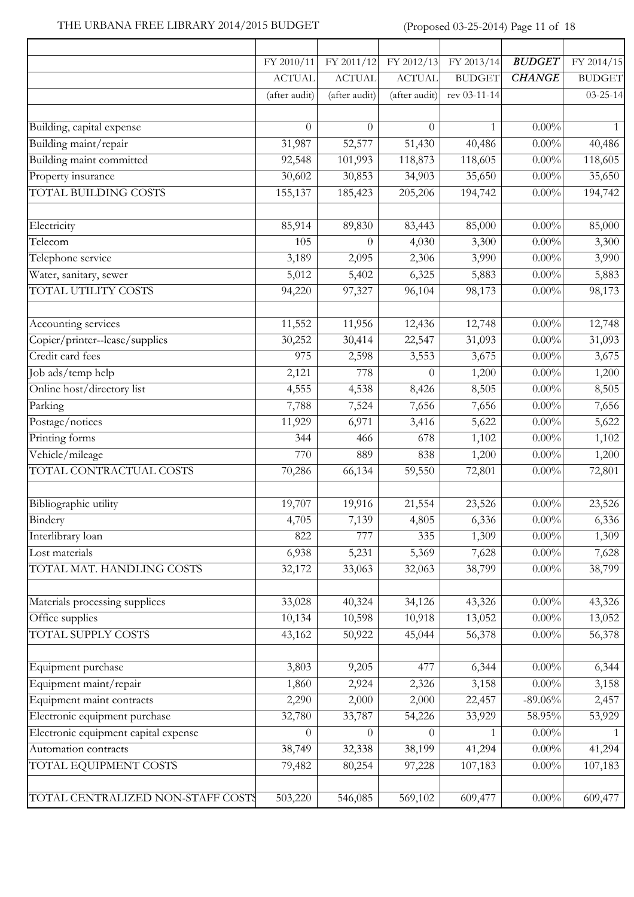| | FY 2010/11 | FY 2011/12 | FY 2012/13 | FY 2013/14 | ***BUDGET*** | FY 2014/15 |
|---|---|---|---|---|---|---|
| | ACTUAL | ACTUAL | ACTUAL | BUDGET | ***CHANGE*** | BUDGET |
| | (after audit) | (after audit) | (after audit) | rev 03-11-14 | | 03-25-14 |
| | | | | | | |
| Building, capital expense | 0 | 0 | 0 | 1 | 0.00% | 1 |
| Building maint/repair | 31,987 | 52,577 | 51,430 | 40,486 | 0.00% | 40,486 |
| Building maint committed | 92,548 | 101,993 | 118,873 | 118,605 | 0.00% | 118,605 |
| Property insurance | 30,602 | 30,853 | 34,903 | 35,650 | 0.00% | 35,650 |
| TOTAL BUILDING COSTS | 155,137 | 185,423 | 205,206 | 194,742 | 0.00% | 194,742 |
| | | | | | | |
| Electricity | 85,914 | 89,830 | 83,443 | 85,000 | 0.00% | 85,000 |
| Telecom | 105 | 0 | 4,030 | 3,300 | 0.00% | 3,300 |
| Telephone service | 3,189 | 2,095 | 2,306 | 3,990 | 0.00% | 3,990 |
| Water, sanitary, sewer | 5,012 | 5,402 | 6,325 | 5,883 | 0.00% | 5,883 |
| TOTAL UTILITY COSTS | 94,220 | 97,327 | 96,104 | 98,173 | 0.00% | 98,173 |
| | | | | | | |
| Accounting services | 11,552 | 11,956 | 12,436 | 12,748 | 0.00% | 12,748 |
| Copier/printer--lease/supplies | 30,252 | 30,414 | 22,547 | 31,093 | 0.00% | 31,093 |
| Credit card fees | 975 | 2,598 | 3,553 | 3,675 | 0.00% | 3,675 |
| Job ads/temp help | 2,121 | 778 | 0 | 1,200 | 0.00% | 1,200 |
| Online host/directory list | 4,555 | 4,538 | 8,426 | 8,505 | 0.00% | 8,505 |
| Parking | 7,788 | 7,524 | 7,656 | 7,656 | 0.00% | 7,656 |
| Postage/notices | 11,929 | 6,971 | 3,416 | 5,622 | 0.00% | 5,622 |
| Printing forms | 344 | 466 | 678 | 1,102 | 0.00% | 1,102 |
| Vehicle/mileage | 770 | 889 | 838 | 1,200 | 0.00% | 1,200 |
| TOTAL CONTRACTUAL COSTS | 70,286 | 66,134 | 59,550 | 72,801 | 0.00% | 72,801 |
| | | | | | | |
| Bibliographic utility | 19,707 | 19,916 | 21,554 | 23,526 | 0.00% | 23,526 |
| Bindery | 4,705 | 7,139 | 4,805 | 6,336 | 0.00% | 6,336 |
| Interlibrary loan | 822 | 777 | 335 | 1,309 | 0.00% | 1,309 |
| Lost materials | 6,938 | 5,231 | 5,369 | 7,628 | 0.00% | 7,628 |
| TOTAL MAT. HANDLING COSTS | 32,172 | 33,063 | 32,063 | 38,799 | 0.00% | 38,799 |
| | | | | | | |
| Materials processing supplices | 33,028 | 40,324 | 34,126 | 43,326 | 0.00% | 43,326 |
| Office supplies | 10,134 | 10,598 | 10,918 | 13,052 | 0.00% | 13,052 |
| TOTAL SUPPLY COSTS | 43,162 | 50,922 | 45,044 | 56,378 | 0.00% | 56,378 |
| | | | | | | |
| Equipment purchase | 3,803 | 9,205 | 477 | 6,344 | 0.00% | 6,344 |
| Equipment maint/repair | 1,860 | 2,924 | 2,326 | 3,158 | 0.00% | 3,158 |
| Equipment maint contracts | 2,290 | 2,000 | 2,000 | 22,457 | -89.06% | 2,457 |
| Electronic equipment purchase | 32,780 | 33,787 | 54,226 | 33,929 | 58.95% | 53,929 |
| Electronic equipment capital expense | 0 | 0 | 0 | 1 | 0.00% | 1 |
| Automation contracts | 38,749 | 32,338 | 38,199 | 41,294 | 0.00% | 41,294 |
| TOTAL EQUIPMENT COSTS | 79,482 | 80,254 | 97,228 | 107,183 | 0.00% | 107,183 |
| | | | | | | |
| TOTAL CENTRALIZED NON-STAFF COSTS | 503,220 | 546,085 | 569,102 | 609,477 | 0.00% | 609,477 |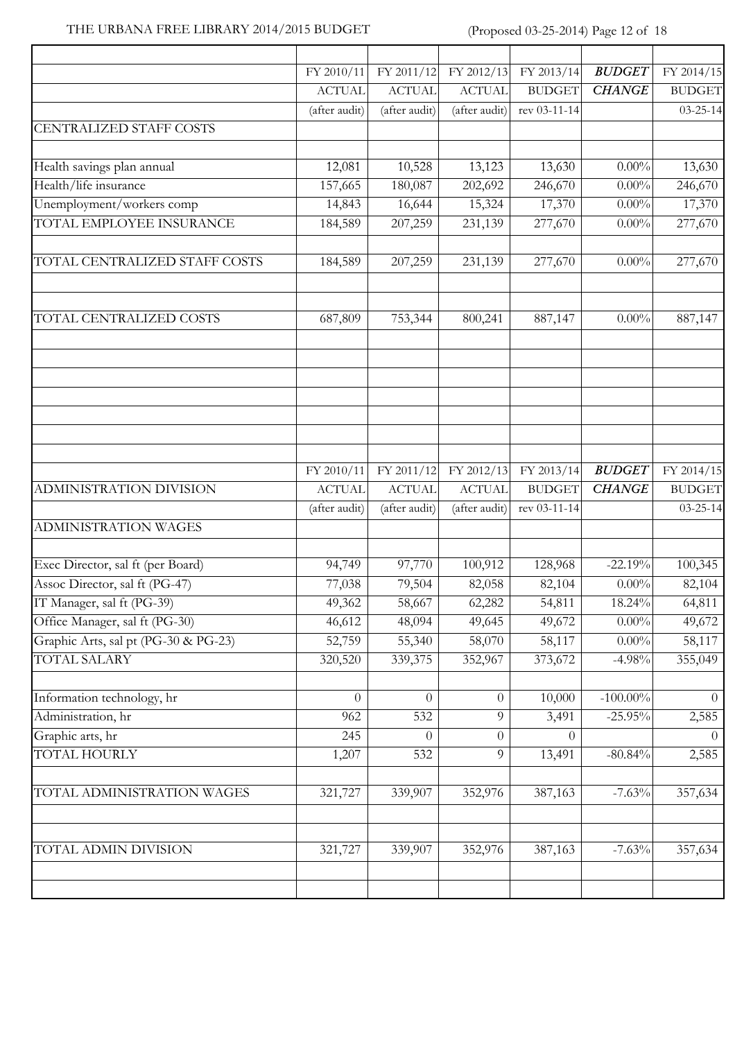| | FY 2010/11 | FY 2011/12 | FY 2012/13 | FY 2013/14 | ***BUDGET*** | FY 2014/15 |
|---|---|---|---|---|---|---|
| | ACTUAL | ACTUAL | ACTUAL | BUDGET | ***CHANGE*** | BUDGET |
| | (after audit) | (after audit) | (after audit) | rev 03-11-14 | | 03-25-14 |
| CENTRALIZED STAFF COSTS | | | | | | |
| | | | | | | |
| Health savings plan annual | 12,081 | 10,528 | 13,123 | 13,630 | 0.00% | 13,630 |
| Health/life insurance | 157,665 | 180,087 | 202,692 | 246,670 | 0.00% | 246,670 |
| Unemployment/workers comp | 14,843 | 16,644 | 15,324 | 17,370 | 0.00% | 17,370 |
| TOTAL EMPLOYEE INSURANCE | 184,589 | 207,259 | 231,139 | 277,670 | 0.00% | 277,670 |
| | | | | | | |
| TOTAL CENTRALIZED STAFF COSTS | 184,589 | 207,259 | 231,139 | 277,670 | 0.00% | 277,670 |
| | | | | | | |
| | | | | | | |
| TOTAL CENTRALIZED COSTS | 687,809 | 753,344 | 800,241 | 887,147 | 0.00% | 887,147 |

| | FY 2010/11 | FY 2011/12 | FY 2012/13 | FY 2013/14 | ***BUDGET*** | FY 2014/15 |
|---|---|---|---|---|---|---|
| ADMINISTRATION DIVISION | ACTUAL | ACTUAL | ACTUAL | BUDGET | ***CHANGE*** | BUDGET |
| | (after audit) | (after audit) | (after audit) | rev 03-11-14 | | 03-25-14 |
| ADMINISTRATION WAGES | | | | | | |
| | | | | | | |
| Exec Director, sal ft (per Board) | 94,749 | 97,770 | 100,912 | 128,968 | -22.19% | 100,345 |
| Assoc Director, sal ft (PG-47) | 77,038 | 79,504 | 82,058 | 82,104 | 0.00% | 82,104 |
| IT Manager, sal ft (PG-39) | 49,362 | 58,667 | 62,282 | 54,811 | 18.24% | 64,811 |
| Office Manager, sal ft (PG-30) | 46,612 | 48,094 | 49,645 | 49,672 | 0.00% | 49,672 |
| Graphic Arts, sal pt (PG-30 & PG-23) | 52,759 | 55,340 | 58,070 | 58,117 | 0.00% | 58,117 |
| TOTAL SALARY | 320,520 | 339,375 | 352,967 | 373,672 | -4.98% | 355,049 |
| | | | | | | |
| Information technology, hr | 0 | 0 | 0 | 10,000 | -100.00% | 0 |
| Administration, hr | 962 | 532 | 9 | 3,491 | -25.95% | 2,585 |
| Graphic arts, hr | 245 | 0 | 0 | 0 | | 0 |
| TOTAL HOURLY | 1,207 | 532 | 9 | 13,491 | -80.84% | 2,585 |
| | | | | | | |
| TOTAL ADMINISTRATION WAGES | 321,727 | 339,907 | 352,976 | 387,163 | -7.63% | 357,634 |
| | | | | | | |
| | | | | | | |
| TOTAL ADMIN DIVISION | 321,727 | 339,907 | 352,976 | 387,163 | -7.63% | 357,634 |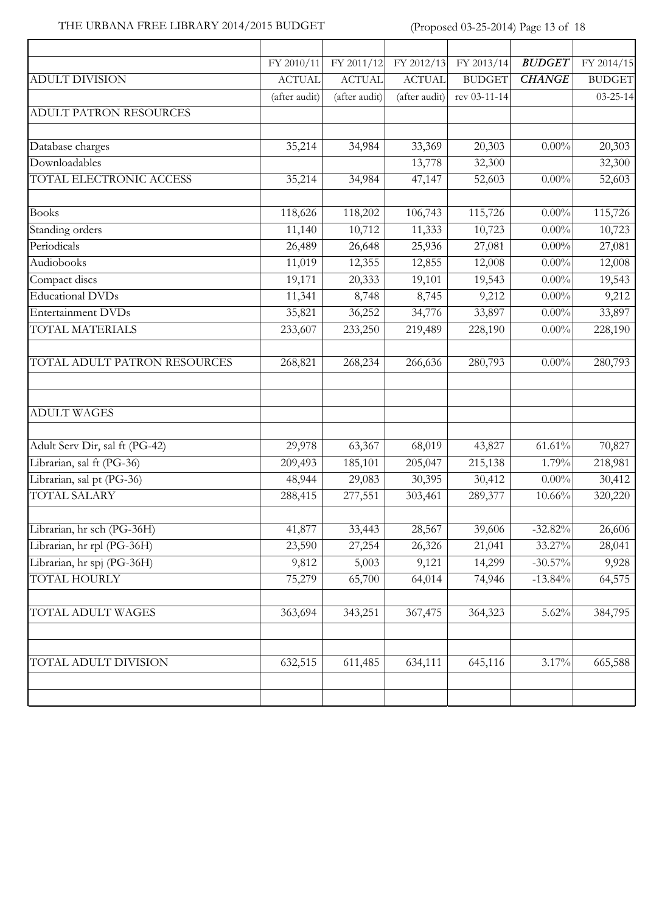| | FY 2010/11 | FY 2011/12 | FY 2012/13 | FY 2013/14 | ***BUDGET*** | FY 2014/15 |
|---|---|---|---|---|---|---|
| ADULT DIVISION | ACTUAL | ACTUAL | ACTUAL | BUDGET | ***CHANGE*** | BUDGET |
| | (after audit) | (after audit) | (after audit) | rev 03-11-14 | | 03-25-14 |
| ADULT PATRON RESOURCES | | | | | | |
| | | | | | | |
| Database charges | 35,214 | 34,984 | 33,369 | 20,303 | 0.00% | 20,303 |
| Downloadables | | | 13,778 | 32,300 | | 32,300 |
| TOTAL ELECTRONIC ACCESS | 35,214 | 34,984 | 47,147 | 52,603 | 0.00% | 52,603 |
| | | | | | | |
| Books | 118,626 | 118,202 | 106,743 | 115,726 | 0.00% | 115,726 |
| Standing orders | 11,140 | 10,712 | 11,333 | 10,723 | 0.00% | 10,723 |
| Periodicals | 26,489 | 26,648 | 25,936 | 27,081 | 0.00% | 27,081 |
| Audiobooks | 11,019 | 12,355 | 12,855 | 12,008 | 0.00% | 12,008 |
| Compact discs | 19,171 | 20,333 | 19,101 | 19,543 | 0.00% | 19,543 |
| Educational DVDs | 11,341 | 8,748 | 8,745 | 9,212 | 0.00% | 9,212 |
| Entertainment DVDs | 35,821 | 36,252 | 34,776 | 33,897 | 0.00% | 33,897 |
| TOTAL MATERIALS | 233,607 | 233,250 | 219,489 | 228,190 | 0.00% | 228,190 |
| | | | | | | |
| TOTAL ADULT PATRON RESOURCES | 268,821 | 268,234 | 266,636 | 280,793 | 0.00% | 280,793 |
| | | | | | | |
| | | | | | | |
| ADULT WAGES | | | | | | |
| | | | | | | |
| Adult Serv Dir, sal ft (PG-42) | 29,978 | 63,367 | 68,019 | 43,827 | 61.61% | 70,827 |
| Librarian, sal ft (PG-36) | 209,493 | 185,101 | 205,047 | 215,138 | 1.79% | 218,981 |
| Librarian, sal pt (PG-36) | 48,944 | 29,083 | 30,395 | 30,412 | 0.00% | 30,412 |
| TOTAL SALARY | 288,415 | 277,551 | 303,461 | 289,377 | 10.66% | 320,220 |
| | | | | | | |
| Librarian, hr sch (PG-36H) | 41,877 | 33,443 | 28,567 | 39,606 | -32.82% | 26,606 |
| Librarian, hr rpl (PG-36H) | 23,590 | 27,254 | 26,326 | 21,041 | 33.27% | 28,041 |
| Librarian, hr spj (PG-36H) | 9,812 | 5,003 | 9,121 | 14,299 | -30.57% | 9,928 |
| TOTAL HOURLY | 75,279 | 65,700 | 64,014 | 74,946 | -13.84% | 64,575 |
| | | | | | | |
| TOTAL ADULT WAGES | 363,694 | 343,251 | 367,475 | 364,323 | 5.62% | 384,795 |
| | | | | | | |
| | | | | | | |
| TOTAL ADULT DIVISION | 632,515 | 611,485 | 634,111 | 645,116 | 3.17% | 665,588 |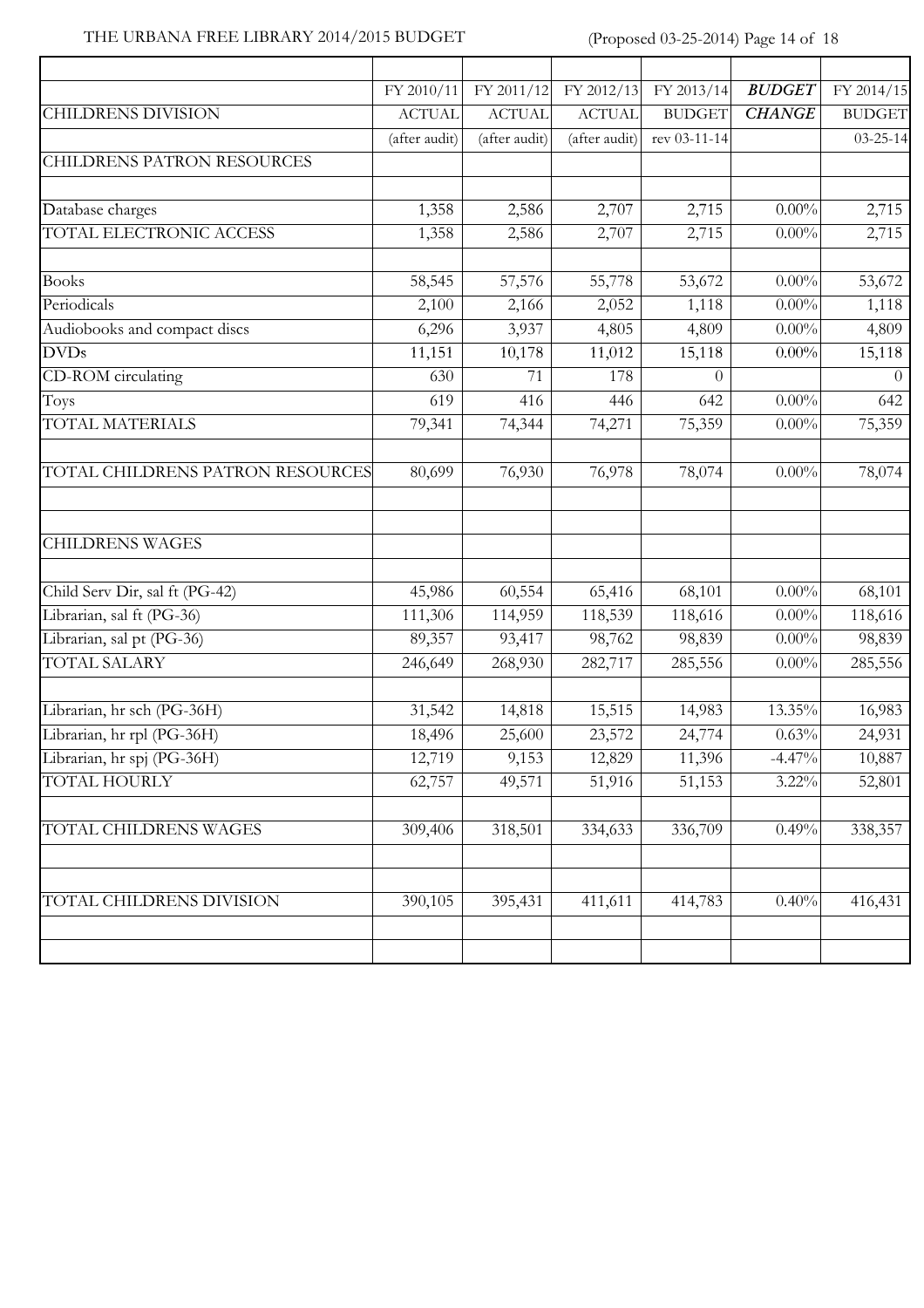| | FY 2010/11 | FY 2011/12 | FY 2012/13 | FY 2013/14 | ***BUDGET*** | FY 2014/15 |
|---|---|---|---|---|---|---|
| CHILDRENS DIVISION | ACTUAL | ACTUAL | ACTUAL | BUDGET | ***CHANGE*** | BUDGET |
| | (after audit) | (after audit) | (after audit) | rev 03-11-14 | | 03-25-14 |
| CHILDRENS PATRON RESOURCES | | | | | | |
| | | | | | | |
| Database charges | 1,358 | 2,586 | 2,707 | 2,715 | 0.00% | 2,715 |
| TOTAL ELECTRONIC ACCESS | 1,358 | 2,586 | 2,707 | 2,715 | 0.00% | 2,715 |
| | | | | | | |
| Books | 58,545 | 57,576 | 55,778 | 53,672 | 0.00% | 53,672 |
| Periodicals | 2,100 | 2,166 | 2,052 | 1,118 | 0.00% | 1,118 |
| Audiobooks and compact discs | 6,296 | 3,937 | 4,805 | 4,809 | 0.00% | 4,809 |
| DVDs | 11,151 | 10,178 | 11,012 | 15,118 | 0.00% | 15,118 |
| CD-ROM circulating | 630 | 71 | 178 | 0 | | 0 |
| Toys | 619 | 416 | 446 | 642 | 0.00% | 642 |
| TOTAL MATERIALS | 79,341 | 74,344 | 74,271 | 75,359 | 0.00% | 75,359 |
| | | | | | | |
| TOTAL CHILDRENS PATRON RESOURCES | 80,699 | 76,930 | 76,978 | 78,074 | 0.00% | 78,074 |
| | | | | | | |
| | | | | | | |
| CHILDRENS WAGES | | | | | | |
| | | | | | | |
| Child Serv Dir, sal ft (PG-42) | 45,986 | 60,554 | 65,416 | 68,101 | 0.00% | 68,101 |
| Librarian, sal ft (PG-36) | 111,306 | 114,959 | 118,539 | 118,616 | 0.00% | 118,616 |
| Librarian, sal pt (PG-36) | 89,357 | 93,417 | 98,762 | 98,839 | 0.00% | 98,839 |
| TOTAL SALARY | 246,649 | 268,930 | 282,717 | 285,556 | 0.00% | 285,556 |
| | | | | | | |
| Librarian, hr sch (PG-36H) | 31,542 | 14,818 | 15,515 | 14,983 | 13.35% | 16,983 |
| Librarian, hr rpl (PG-36H) | 18,496 | 25,600 | 23,572 | 24,774 | 0.63% | 24,931 |
| Librarian, hr spj (PG-36H) | 12,719 | 9,153 | 12,829 | 11,396 | -4.47% | 10,887 |
| TOTAL HOURLY | 62,757 | 49,571 | 51,916 | 51,153 | 3.22% | 52,801 |
| | | | | | | |
| TOTAL CHILDRENS WAGES | 309,406 | 318,501 | 334,633 | 336,709 | 0.49% | 338,357 |
| | | | | | | |
| | | | | | | |
| TOTAL CHILDRENS DIVISION | 390,105 | 395,431 | 411,611 | 414,783 | 0.40% | 416,431 |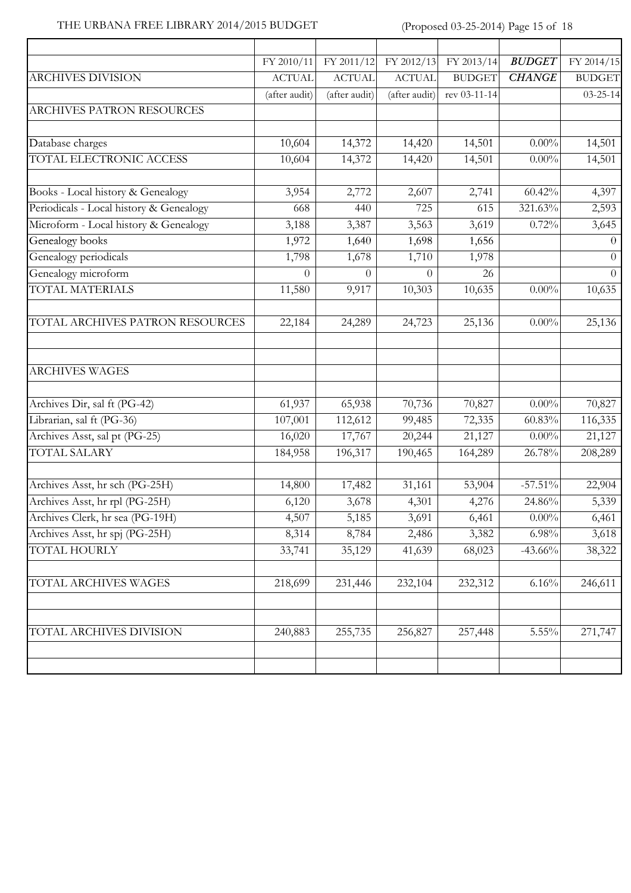| | FY 2010/11 | FY 2011/12 | FY 2012/13 | FY 2013/14 | ***BUDGET*** | FY 2014/15 |
|---|---|---|---|---|---|---|
| ARCHIVES DIVISION | ACTUAL | ACTUAL | ACTUAL | BUDGET | ***CHANGE*** | BUDGET |
| | (after audit) | (after audit) | (after audit) | rev 03-11-14 | | 03-25-14 |
| ARCHIVES PATRON RESOURCES | | | | | | |
| | | | | | | |
| Database charges | 10,604 | 14,372 | 14,420 | 14,501 | 0.00% | 14,501 |
| TOTAL ELECTRONIC ACCESS | 10,604 | 14,372 | 14,420 | 14,501 | 0.00% | 14,501 |
| | | | | | | |
| Books - Local history & Genealogy | 3,954 | 2,772 | 2,607 | 2,741 | 60.42% | 4,397 |
| Periodicals - Local history & Genealogy | 668 | 440 | 725 | 615 | 321.63% | 2,593 |
| Microform - Local history & Genealogy | 3,188 | 3,387 | 3,563 | 3,619 | 0.72% | 3,645 |
| Genealogy books | 1,972 | 1,640 | 1,698 | 1,656 | | 0 |
| Genealogy periodicals | 1,798 | 1,678 | 1,710 | 1,978 | | 0 |
| Genealogy microform | 0 | 0 | 0 | 26 | | 0 |
| TOTAL MATERIALS | 11,580 | 9,917 | 10,303 | 10,635 | 0.00% | 10,635 |
| | | | | | | |
| TOTAL ARCHIVES PATRON RESOURCES | 22,184 | 24,289 | 24,723 | 25,136 | 0.00% | 25,136 |
| | | | | | | |
| | | | | | | |
| ARCHIVES WAGES | | | | | | |
| | | | | | | |
| Archives Dir, sal ft (PG-42) | 61,937 | 65,938 | 70,736 | 70,827 | 0.00% | 70,827 |
| Librarian, sal ft (PG-36) | 107,001 | 112,612 | 99,485 | 72,335 | 60.83% | 116,335 |
| Archives Asst, sal pt (PG-25) | 16,020 | 17,767 | 20,244 | 21,127 | 0.00% | 21,127 |
| TOTAL SALARY | 184,958 | 196,317 | 190,465 | 164,289 | 26.78% | 208,289 |
| | | | | | | |
| Archives Asst, hr sch (PG-25H) | 14,800 | 17,482 | 31,161 | 53,904 | -57.51% | 22,904 |
| Archives Asst, hr rpl (PG-25H) | 6,120 | 3,678 | 4,301 | 4,276 | 24.86% | 5,339 |
| Archives Clerk, hr sea (PG-19H) | 4,507 | 5,185 | 3,691 | 6,461 | 0.00% | 6,461 |
| Archives Asst, hr spj (PG-25H) | 8,314 | 8,784 | 2,486 | 3,382 | 6.98% | 3,618 |
| TOTAL HOURLY | 33,741 | 35,129 | 41,639 | 68,023 | -43.66% | 38,322 |
| | | | | | | |
| TOTAL ARCHIVES WAGES | 218,699 | 231,446 | 232,104 | 232,312 | 6.16% | 246,611 |
| | | | | | | |
| | | | | | | |
| TOTAL ARCHIVES DIVISION | 240,883 | 255,735 | 256,827 | 257,448 | 5.55% | 271,747 |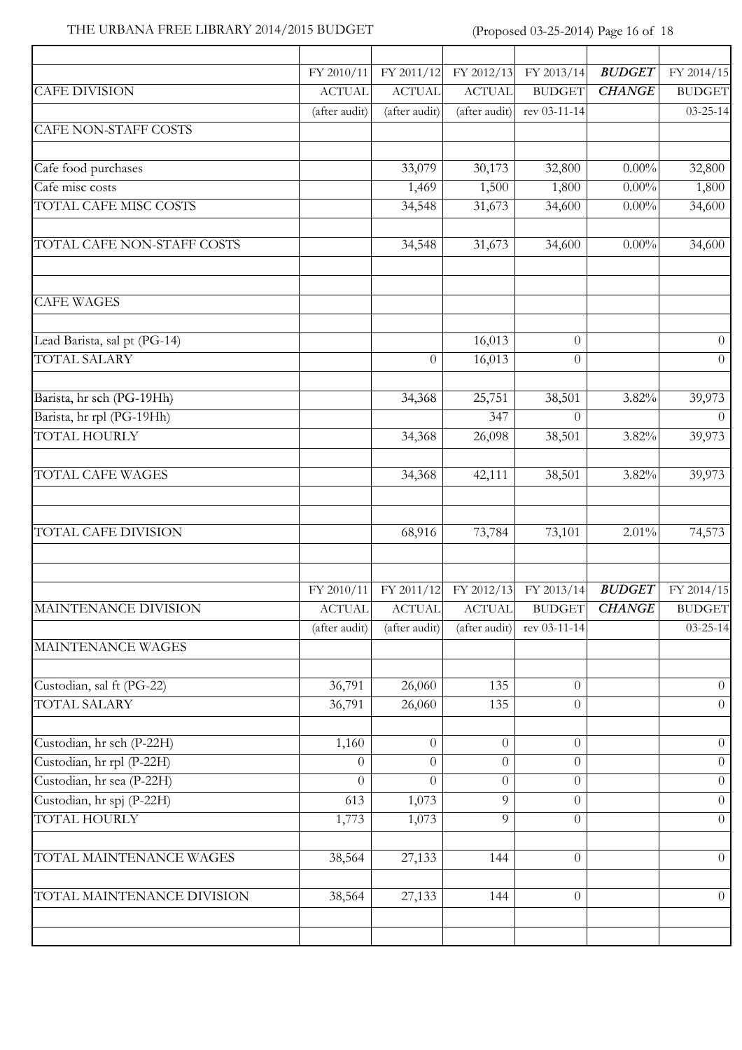| | FY 2010/11 | FY 2011/12 | FY 2012/13 | FY 2013/14 | ***BUDGET*** | FY 2014/15 |
|---|---|---|---|---|---|---|
| CAFE DIVISION | ACTUAL | ACTUAL | ACTUAL | BUDGET | ***CHANGE*** | BUDGET |
| | (after audit) | (after audit) | (after audit) | rev 03-11-14 | | 03-25-14 |
| CAFE NON-STAFF COSTS | | | | | | |
| | | | | | | |
| Cafe food purchases | | 33,079 | 30,173 | 32,800 | 0.00% | 32,800 |
| Cafe misc costs | | 1,469 | 1,500 | 1,800 | 0.00% | 1,800 |
| TOTAL CAFE MISC COSTS | | 34,548 | 31,673 | 34,600 | 0.00% | 34,600 |
| | | | | | | |
| TOTAL CAFE NON-STAFF COSTS | | 34,548 | 31,673 | 34,600 | 0.00% | 34,600 |
| | | | | | | |
| | | | | | | |
| CAFE WAGES | | | | | | |
| | | | | | | |
| Lead Barista, sal pt (PG-14) | | | 16,013 | 0 | | 0 |
| TOTAL SALARY | | 0 | 16,013 | 0 | | 0 |
| | | | | | | |
| Barista, hr sch (PG-19Hh) | | 34,368 | 25,751 | 38,501 | 3.82% | 39,973 |
| Barista, hr rpl (PG-19Hh) | | | 347 | 0 | | 0 |
| TOTAL HOURLY | | 34,368 | 26,098 | 38,501 | 3.82% | 39,973 |
| | | | | | | |
| TOTAL CAFE WAGES | | 34,368 | 42,111 | 38,501 | 3.82% | 39,973 |
| | | | | | | |
| | | | | | | |
| TOTAL CAFE DIVISION | | 68,916 | 73,784 | 73,101 | 2.01% | 74,573 |
| | | | | | | |
| | | | | | | |
| | FY 2010/11 | FY 2011/12 | FY 2012/13 | FY 2013/14 | ***BUDGET*** | FY 2014/15 |
| MAINTENANCE DIVISION | ACTUAL | ACTUAL | ACTUAL | BUDGET | ***CHANGE*** | BUDGET |
| | (after audit) | (after audit) | (after audit) | rev 03-11-14 | | 03-25-14 |
| MAINTENANCE WAGES | | | | | | |
| | | | | | | |
| Custodian, sal ft (PG-22) | 36,791 | 26,060 | 135 | 0 | | 0 |
| TOTAL SALARY | 36,791 | 26,060 | 135 | 0 | | 0 |
| | | | | | | |
| Custodian, hr sch (P-22H) | 1,160 | 0 | 0 | 0 | | 0 |
| Custodian, hr rpl (P-22H) | 0 | 0 | 0 | 0 | | 0 |
| Custodian, hr sea (P-22H) | 0 | 0 | 0 | 0 | | 0 |
| Custodian, hr spj (P-22H) | 613 | 1,073 | 9 | 0 | | 0 |
| TOTAL HOURLY | 1,773 | 1,073 | 9 | 0 | | 0 |
| | | | | | | |
| TOTAL MAINTENANCE WAGES | 38,564 | 27,133 | 144 | 0 | | 0 |
| | | | | | | |
| TOTAL MAINTENANCE DIVISION | 38,564 | 27,133 | 144 | 0 | | 0 |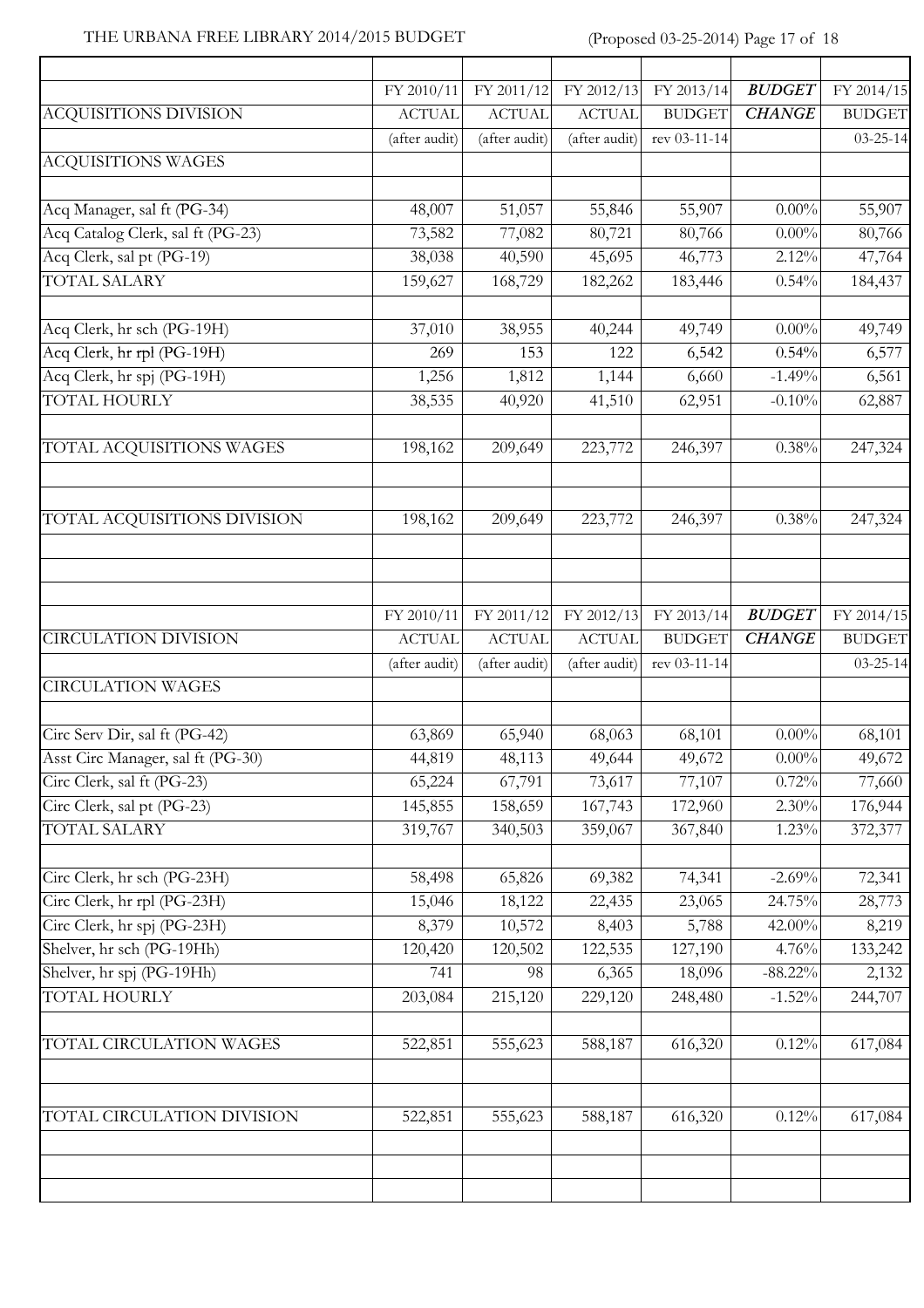| | FY 2010/11 | FY 2011/12 | FY 2012/13 | FY 2013/14 | ***BUDGET*** | FY 2014/15 |
|---|---|---|---|---|---|---|
| ACQUISITIONS DIVISION | ACTUAL | ACTUAL | ACTUAL | BUDGET | ***CHANGE*** | BUDGET |
| | (after audit) | (after audit) | (after audit) | rev 03-11-14 | | 03-25-14 |
| ACQUISITIONS WAGES | | | | | | |
| | | | | | | |
| Acq Manager, sal ft (PG-34) | 48,007 | 51,057 | 55,846 | 55,907 | 0.00% | 55,907 |
| Acq Catalog Clerk, sal ft (PG-23) | 73,582 | 77,082 | 80,721 | 80,766 | 0.00% | 80,766 |
| Acq Clerk, sal pt (PG-19) | 38,038 | 40,590 | 45,695 | 46,773 | 2.12% | 47,764 |
| TOTAL SALARY | 159,627 | 168,729 | 182,262 | 183,446 | 0.54% | 184,437 |
| | | | | | | |
| Acq Clerk, hr sch (PG-19H) | 37,010 | 38,955 | 40,244 | 49,749 | 0.00% | 49,749 |
| Acq Clerk, hr rpl (PG-19H) | 269 | 153 | 122 | 6,542 | 0.54% | 6,577 |
| Acq Clerk, hr spj (PG-19H) | 1,256 | 1,812 | 1,144 | 6,660 | -1.49% | 6,561 |
| TOTAL HOURLY | 38,535 | 40,920 | 41,510 | 62,951 | -0.10% | 62,887 |
| | | | | | | |
| TOTAL ACQUISITIONS WAGES | 198,162 | 209,649 | 223,772 | 246,397 | 0.38% | 247,324 |
| | | | | | | |
| | | | | | | |
| TOTAL ACQUISITIONS DIVISION | 198,162 | 209,649 | 223,772 | 246,397 | 0.38% | 247,324 |

| | FY 2010/11 | FY 2011/12 | FY 2012/13 | FY 2013/14 | ***BUDGET*** | FY 2014/15 |
|---|---|---|---|---|---|---|
| CIRCULATION DIVISION | ACTUAL | ACTUAL | ACTUAL | BUDGET | ***CHANGE*** | BUDGET |
| | (after audit) | (after audit) | (after audit) | rev 03-11-14 | | 03-25-14 |
| CIRCULATION WAGES | | | | | | |
| | | | | | | |
| Circ Serv Dir, sal ft (PG-42) | 63,869 | 65,940 | 68,063 | 68,101 | 0.00% | 68,101 |
| Asst Circ Manager, sal ft (PG-30) | 44,819 | 48,113 | 49,644 | 49,672 | 0.00% | 49,672 |
| Circ Clerk, sal ft (PG-23) | 65,224 | 67,791 | 73,617 | 77,107 | 0.72% | 77,660 |
| Circ Clerk, sal pt (PG-23) | 145,855 | 158,659 | 167,743 | 172,960 | 2.30% | 176,944 |
| TOTAL SALARY | 319,767 | 340,503 | 359,067 | 367,840 | 1.23% | 372,377 |
| | | | | | | |
| Circ Clerk, hr sch (PG-23H) | 58,498 | 65,826 | 69,382 | 74,341 | -2.69% | 72,341 |
| Circ Clerk, hr rpl (PG-23H) | 15,046 | 18,122 | 22,435 | 23,065 | 24.75% | 28,773 |
| Circ Clerk, hr spj (PG-23H) | 8,379 | 10,572 | 8,403 | 5,788 | 42.00% | 8,219 |
| Shelver, hr sch (PG-19Hh) | 120,420 | 120,502 | 122,535 | 127,190 | 4.76% | 133,242 |
| Shelver, hr spj (PG-19Hh) | 741 | 98 | 6,365 | 18,096 | -88.22% | 2,132 |
| TOTAL HOURLY | 203,084 | 215,120 | 229,120 | 248,480 | -1.52% | 244,707 |
| | | | | | | |
| TOTAL CIRCULATION WAGES | 522,851 | 555,623 | 588,187 | 616,320 | 0.12% | 617,084 |
| | | | | | | |
| | | | | | | |
| TOTAL CIRCULATION DIVISION | 522,851 | 555,623 | 588,187 | 616,320 | 0.12% | 617,084 |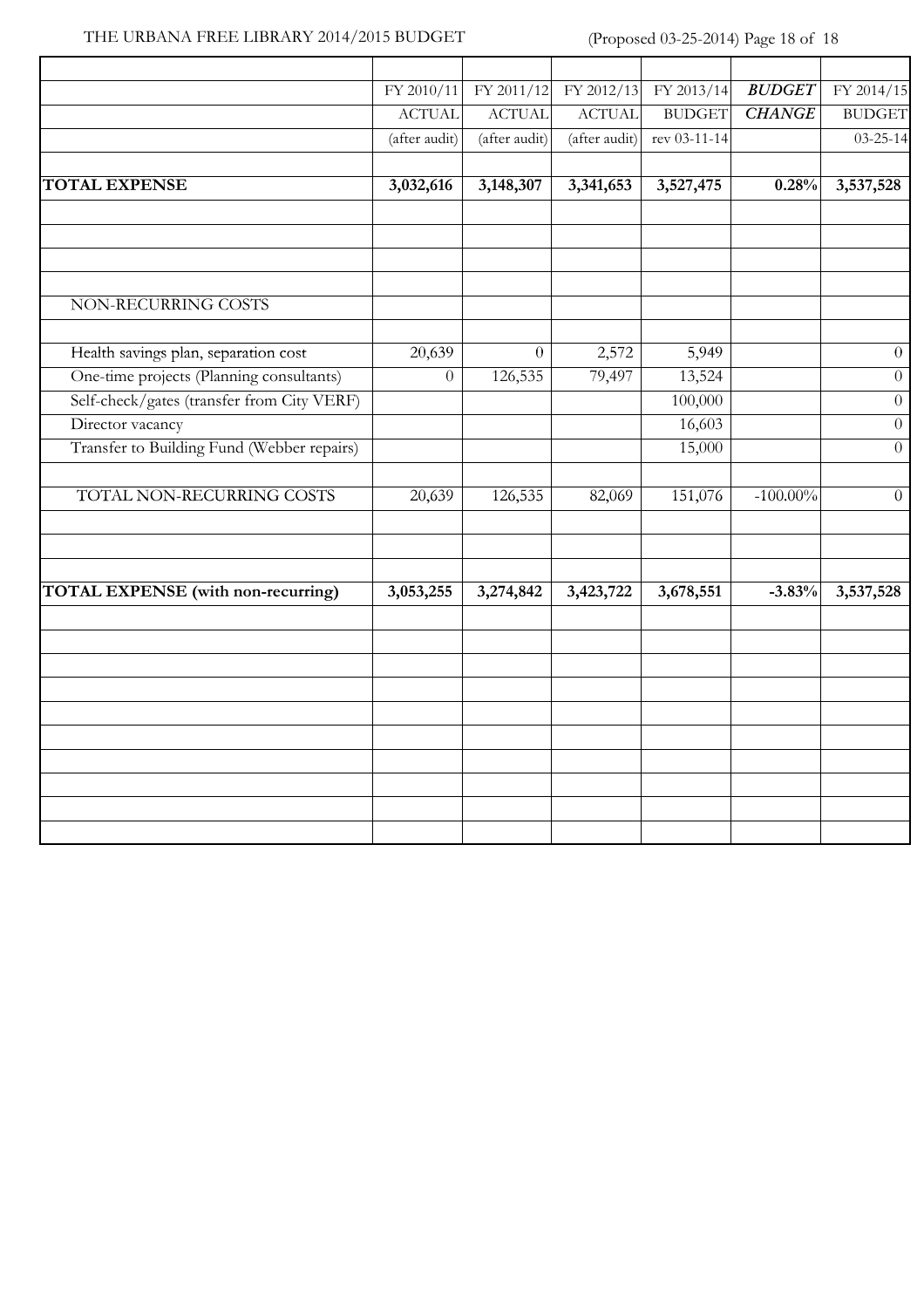| | FY 2010/11 | FY 2011/12 | FY 2012/13 | FY 2013/14 | ***BUDGET*** | FY 2014/15 |
|---|---|---|---|---|---|---|
| | ACTUAL | ACTUAL | ACTUAL | BUDGET | ***CHANGE*** | BUDGET |
| | (after audit) | (after audit) | (after audit) | rev 03-11-14 | | 03-25-14 |
| **TOTAL EXPENSE** | **3,032,616** | **3,148,307** | **3,341,653** | **3,527,475** | **0.28%** | **3,537,528** |
| NON-RECURRING COSTS | | | | | | |
| Health savings plan, separation cost | 20,639 | 0 | 2,572 | 5,949 | | 0 |
| One-time projects (Planning consultants) | 0 | 126,535 | 79,497 | 13,524 | | 0 |
| Self-check/gates (transfer from City VERF) | | | | 100,000 | | 0 |
| Director vacancy | | | | 16,603 | | 0 |
| Transfer to Building Fund (Webber repairs) | | | | 15,000 | | 0 |
| TOTAL NON-RECURRING COSTS | 20,639 | 126,535 | 82,069 | 151,076 | -100.00% | 0 |
| **TOTAL EXPENSE (with non-recurring)** | **3,053,255** | **3,274,842** | **3,423,722** | **3,678,551** | **-3.83%** | **3,537,528** |